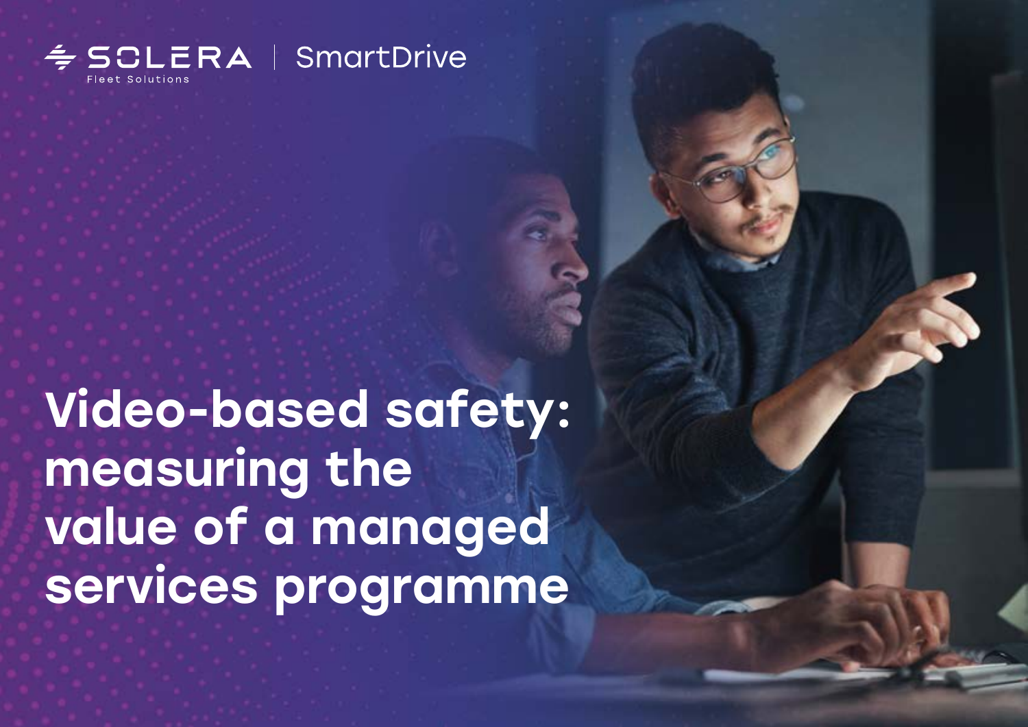SOLERA | SmartDrive

Fleet Solutions

# Video-based safety: measuring the value of a managed services programme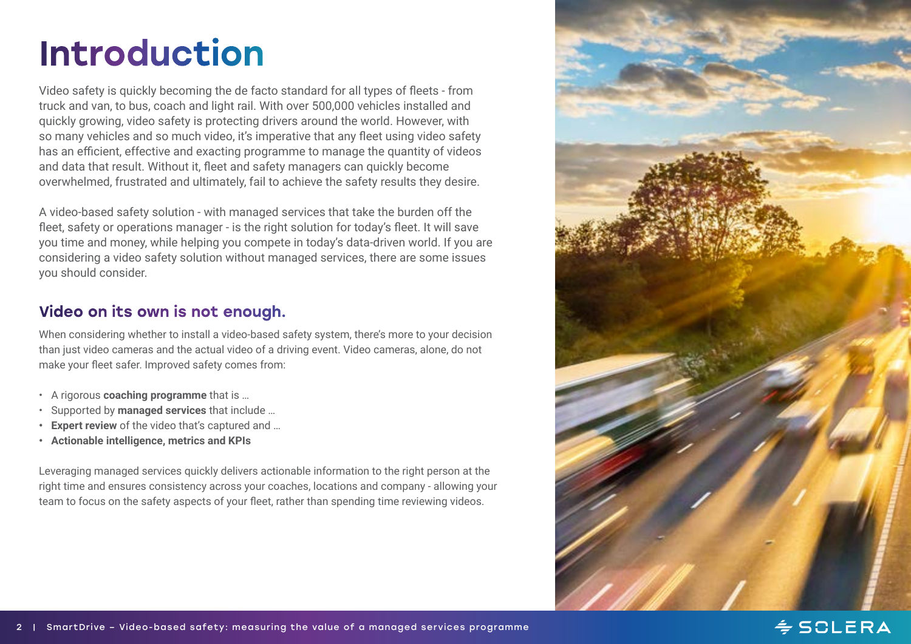# Introduction

Video safety is quickly becoming the de facto standard for all types of fleets - from truck and van, to bus, coach and light rail. With over 500,000 vehicles installed and quickly growing, video safety is protecting drivers around the world. However, with so many vehicles and so much video, it's imperative that any fleet using video safety has an efficient, effective and exacting programme to manage the quantity of videos and data that result. Without it, fleet and safety managers can quickly become overwhelmed, frustrated and ultimately, fail to achieve the safety results they desire.

A video-based safety solution - with managed services that take the burden off the fleet, safety or operations manager - is the right solution for today's fleet. It will save you time and money, while helping you compete in today's data-driven world. If you are considering a video safety solution without managed services, there are some issues you should consider.

## Video on its own is not enough.

When considering whether to install a video-based safety system, there's more to your decision than just video cameras and the actual video of a driving event. Video cameras, alone, do not make your fleet safer. Improved safety comes from:

- A rigorous **coaching programme** that is ...
- Supported by **managed services** that include ...
- **Expert review** of the video that's captured and ...
- **Actionable intelligence, metrics and KPIs**

Leveraging managed services quickly delivers actionable information to the right person at the right time and ensures consistency across your coaches, locations and company - allowing your team to focus on the safety aspects of your fleet, rather than spending time reviewing videos.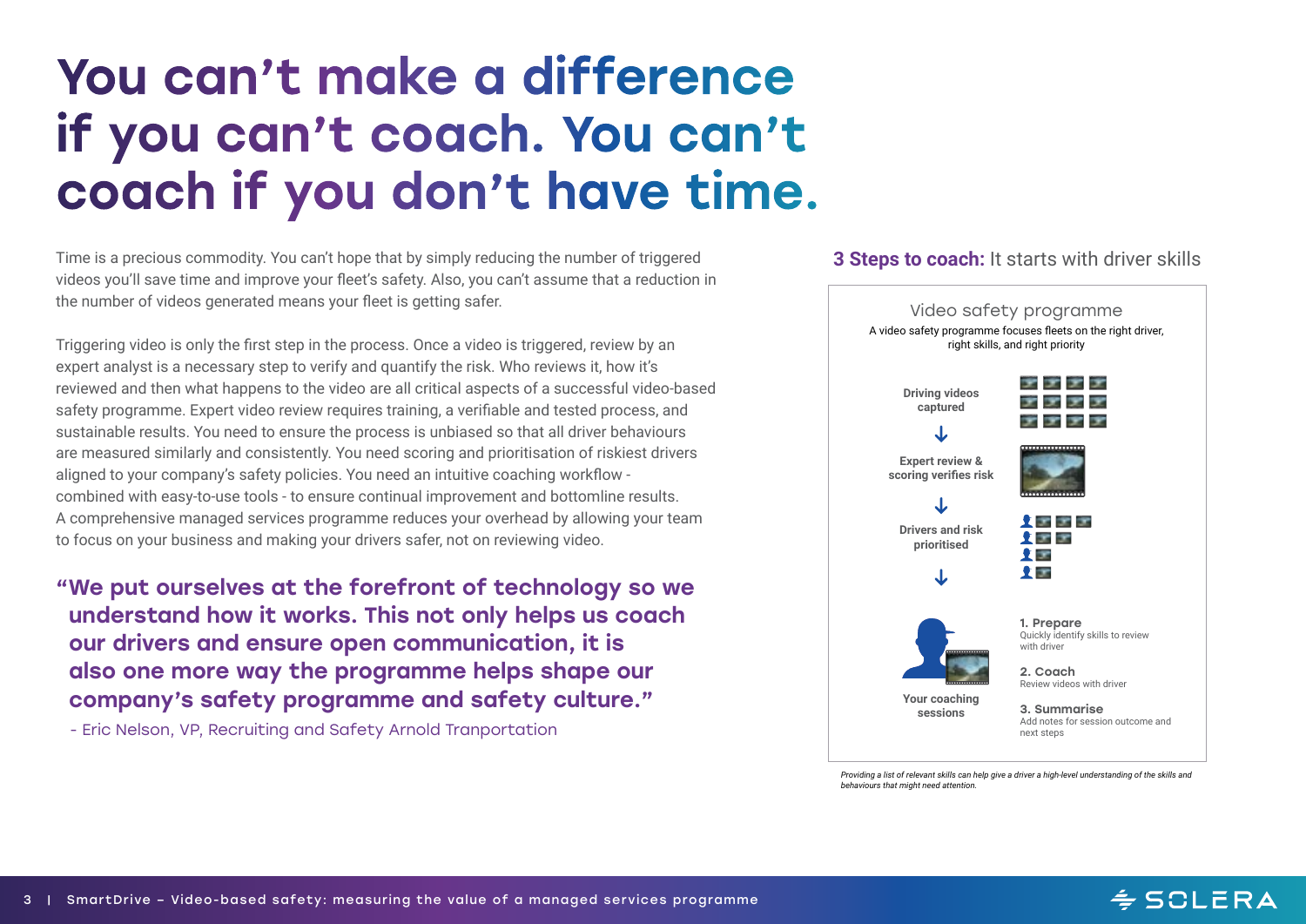# You can't make a difference if you can't coach. You can't coach if you don't have time.

Time is a precious commodity. You can't hope that by simply reducing the number of triggered videos you'll save time and improve your fleet's safety. Also, you can't assume that a reduction in the number of videos generated means your fleet is getting safer.

Triggering video is only the first step in the process. Once a video is triggered, review by an expert analyst is a necessary step to verify and quantify the risk. Who reviews it, how it's reviewed and then what happens to the video are all critical aspects of a successful video-based safety programme. Expert video review requires training, a verifiable and tested process, and sustainable results. You need to ensure the process is unbiased so that all driver behaviours are measured similarly and consistently. You need scoring and prioritisation of riskiest drivers aligned to your company's safety policies. You need an intuitive coaching workflow - combined with easy-to-use tools - to ensure continual improvement and bottomline results. A comprehensive managed services programme reduces your overhead by allowing your team to focus on your business and making your drivers safer, not on reviewing video.

**"We put ourselves at the forefront of technology so we understand how it works. This not only helps us coach our drivers and ensure open communication, it is also one more way the programme helps shape our company's safety programme and safety culture."**

- Eric Nelson, VP, Recruiting and Safety Arnold Tranportation

## 3 Steps to coach: It starts with driver skills

### Video safety programme

A video safety programme focuses fleets on the right driver, right skills, and right priority

**Driving videos captured**

↓

**Expert review & scoring verifies risk**

↓

**Drivers and risk prioritised**

↓

**Your coaching sessions**

**1. Prepare**
Quickly identify skills to review with driver

**2. Coach**
Review videos with driver

**3. Summarise**
Add notes for session outcome and next steps

*Providing a list of relevant skills can help give a driver a high-level understanding of the skills and behaviours that might need attention.*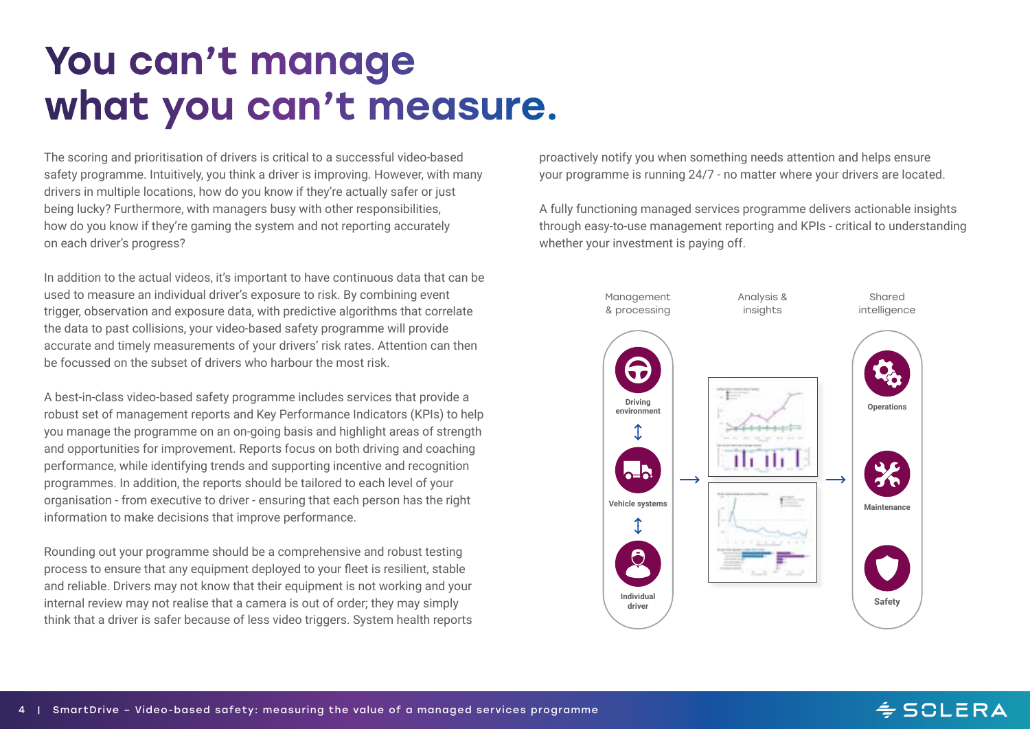# You can't manage what you can't measure.

The scoring and prioritisation of drivers is critical to a successful video-based safety programme. Intuitively, you think a driver is improving. However, with many drivers in multiple locations, how do you know if they're actually safer or just being lucky? Furthermore, with managers busy with other responsibilities, how do you know if they're gaming the system and not reporting accurately on each driver's progress?

In addition to the actual videos, it's important to have continuous data that can be used to measure an individual driver's exposure to risk. By combining event trigger, observation and exposure data, with predictive algorithms that correlate the data to past collisions, your video-based safety programme will provide accurate and timely measurements of your drivers' risk rates. Attention can then be focussed on the subset of drivers who harbour the most risk.

A best-in-class video-based safety programme includes services that provide a robust set of management reports and Key Performance Indicators (KPIs) to help you manage the programme on an on-going basis and highlight areas of strength and opportunities for improvement. Reports focus on both driving and coaching performance, while identifying trends and supporting incentive and recognition programmes. In addition, the reports should be tailored to each level of your organisation - from executive to driver - ensuring that each person has the right information to make decisions that improve performance.

Rounding out your programme should be a comprehensive and robust testing process to ensure that any equipment deployed to your fleet is resilient, stable and reliable. Drivers may not know that their equipment is not working and your internal review may not realise that a camera is out of order; they may simply think that a driver is safer because of less video triggers. System health reports proactively notify you when something needs attention and helps ensure your programme is running 24/7 - no matter where your drivers are located.

A fully functioning managed services programme delivers actionable insights through easy-to-use management reporting and KPIs - critical to understanding whether your investment is paying off.

Management & processing: Driving environment ↕ Vehicle systems ↕ Individual driver → Analysis & insights → Shared intelligence: Operations, Maintenance, Safety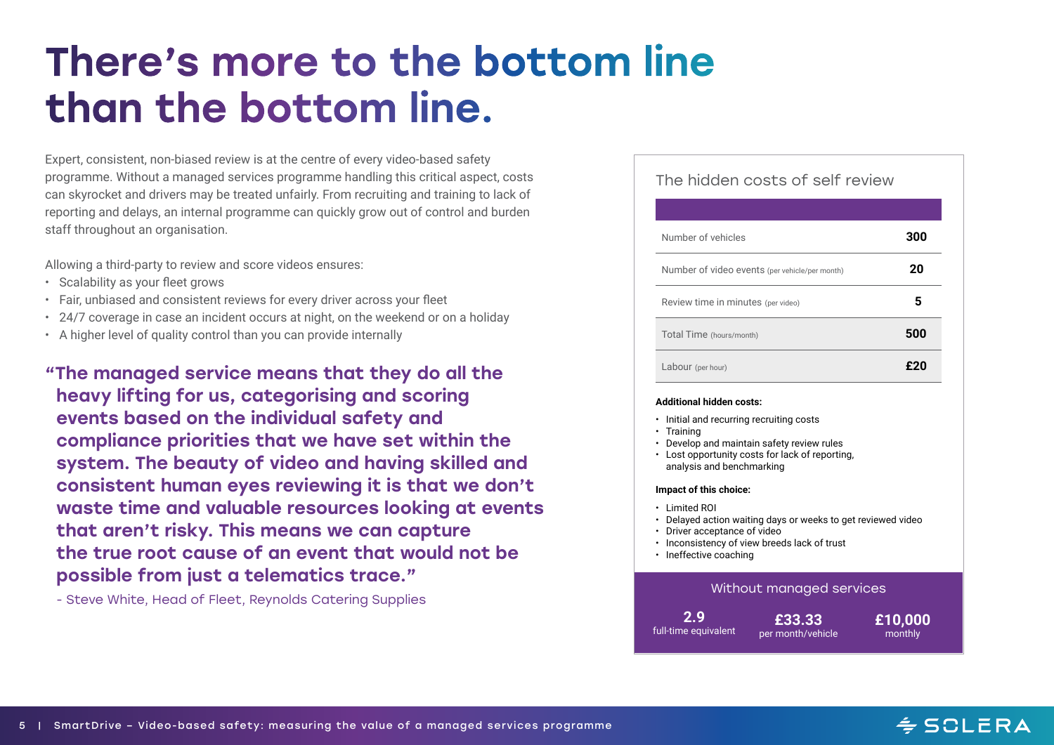# There's more to the bottom line than the bottom line.

Expert, consistent, non-biased review is at the centre of every video-based safety programme. Without a managed services programme handling this critical aspect, costs can skyrocket and drivers may be treated unfairly. From recruiting and training to lack of reporting and delays, an internal programme can quickly grow out of control and burden staff throughout an organisation.

Allowing a third-party to review and score videos ensures:

- Scalability as your fleet grows
- Fair, unbiased and consistent reviews for every driver across your fleet
- 24/7 coverage in case an incident occurs at night, on the weekend or on a holiday
- A higher level of quality control than you can provide internally

> **"The managed service means that they do all the heavy lifting for us, categorising and scoring events based on the individual safety and compliance priorities that we have set within the system. The beauty of video and having skilled and consistent human eyes reviewing it is that we don't waste time and valuable resources looking at events that aren't risky. This means we can capture the true root cause of an event that would not be possible from just a telematics trace."**
>
> \- Steve White, Head of Fleet, Reynolds Catering Supplies

## The hidden costs of self review

| | |
|---|---|
| Number of vehicles | **300** |
| Number of video events (per vehicle/per month) | **20** |
| Review time in minutes (per video) | **5** |
| Total Time (hours/month) | **500** |
| Labour (per hour) | **£20** |

**Additional hidden costs:**

- Initial and recurring recruiting costs
- Training
- Develop and maintain safety review rules
- Lost opportunity costs for lack of reporting, analysis and benchmarking

**Impact of this choice:**

- Limited ROI
- Delayed action waiting days or weeks to get reviewed video
- Driver acceptance of video
- Inconsistency of view breeds lack of trust
- Ineffective coaching

**Without managed services**

| 2.9 | £33.33 | £10,000 |
|---|---|---|
| full-time equivalent | per month/vehicle | monthly |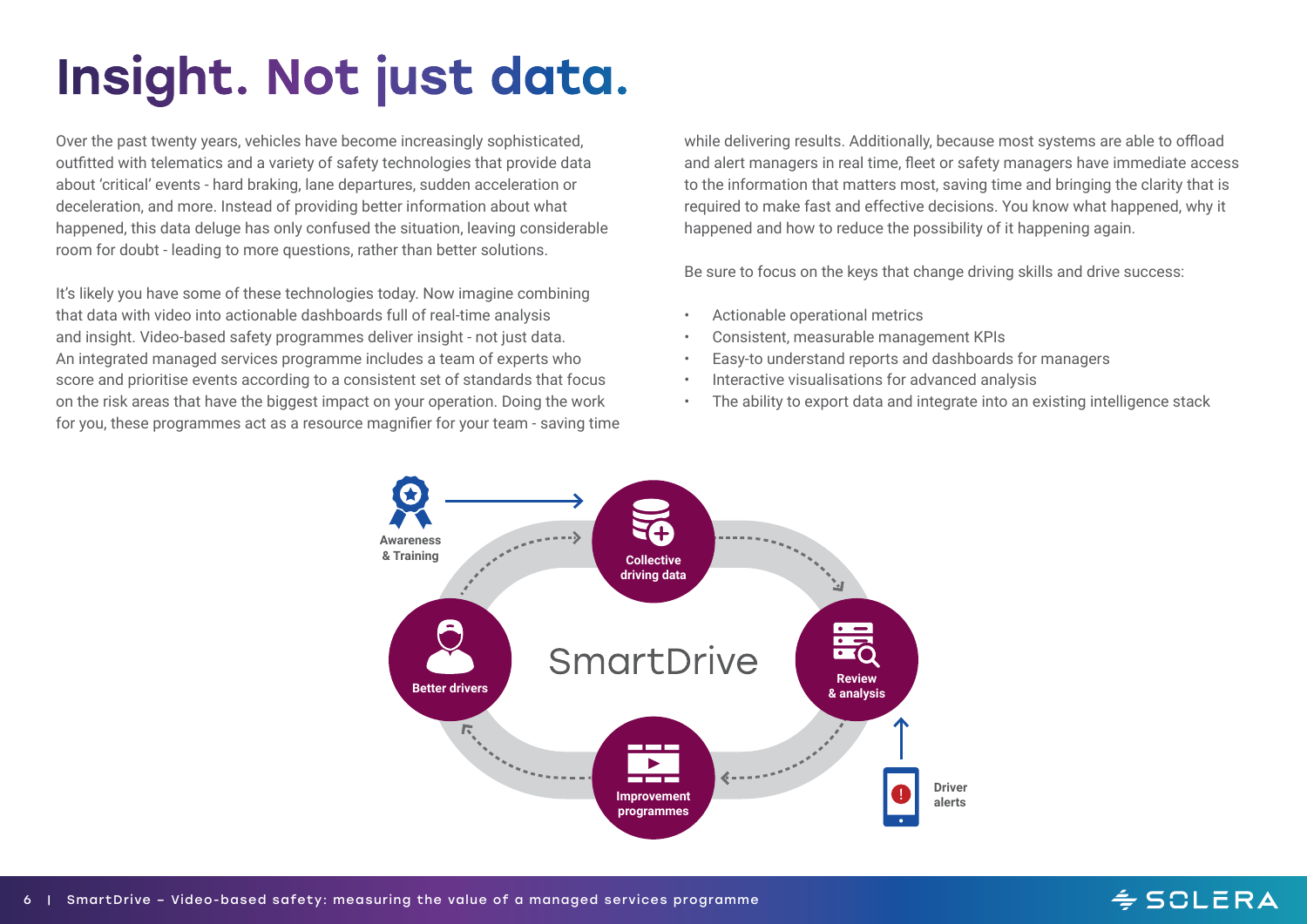# Insight. Not just data.

Over the past twenty years, vehicles have become increasingly sophisticated, outfitted with telematics and a variety of safety technologies that provide data about 'critical' events - hard braking, lane departures, sudden acceleration or deceleration, and more. Instead of providing better information about what happened, this data deluge has only confused the situation, leaving considerable room for doubt - leading to more questions, rather than better solutions.

It's likely you have some of these technologies today. Now imagine combining that data with video into actionable dashboards full of real-time analysis and insight. Video-based safety programmes deliver insight - not just data. An integrated managed services programme includes a team of experts who score and prioritise events according to a consistent set of standards that focus on the risk areas that have the biggest impact on your operation. Doing the work for you, these programmes act as a resource magnifier for your team - saving time while delivering results. Additionally, because most systems are able to offload and alert managers in real time, fleet or safety managers have immediate access to the information that matters most, saving time and bringing the clarity that is required to make fast and effective decisions. You know what happened, why it happened and how to reduce the possibility of it happening again.

Be sure to focus on the keys that change driving skills and drive success:

- Actionable operational metrics
- Consistent, measurable management KPIs
- Easy-to understand reports and dashboards for managers
- Interactive visualisations for advanced analysis
- The ability to export data and integrate into an existing intelligence stack

SmartDrive

Awareness & Training → Collective driving data → Review & analysis → Improvement programmes → Better drivers

Driver alerts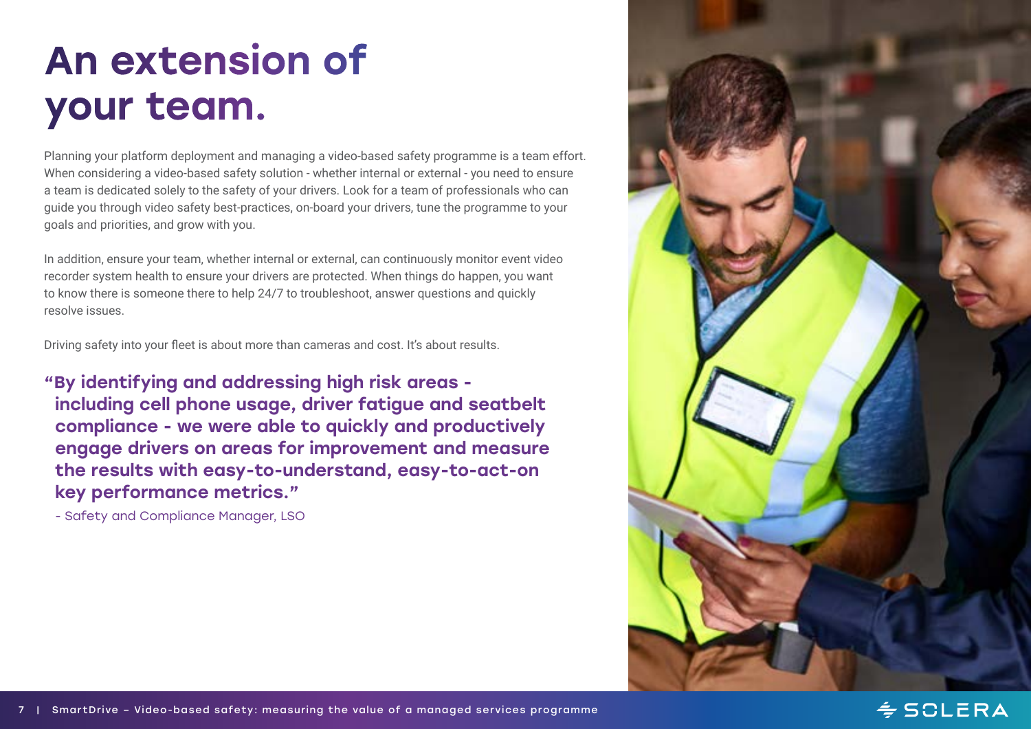# An extension of your team.

Planning your platform deployment and managing a video-based safety programme is a team effort. When considering a video-based safety solution - whether internal or external - you need to ensure a team is dedicated solely to the safety of your drivers. Look for a team of professionals who can guide you through video safety best-practices, on-board your drivers, tune the programme to your goals and priorities, and grow with you.

In addition, ensure your team, whether internal or external, can continuously monitor event video recorder system health to ensure your drivers are protected. When things do happen, you want to know there is someone there to help 24/7 to troubleshoot, answer questions and quickly resolve issues.

Driving safety into your fleet is about more than cameras and cost. It's about results.

> **"By identifying and addressing high risk areas - including cell phone usage, driver fatigue and seatbelt compliance - we were able to quickly and productively engage drivers on areas for improvement and measure the results with easy-to-understand, easy-to-act-on key performance metrics."**
>
> - Safety and Compliance Manager, LSO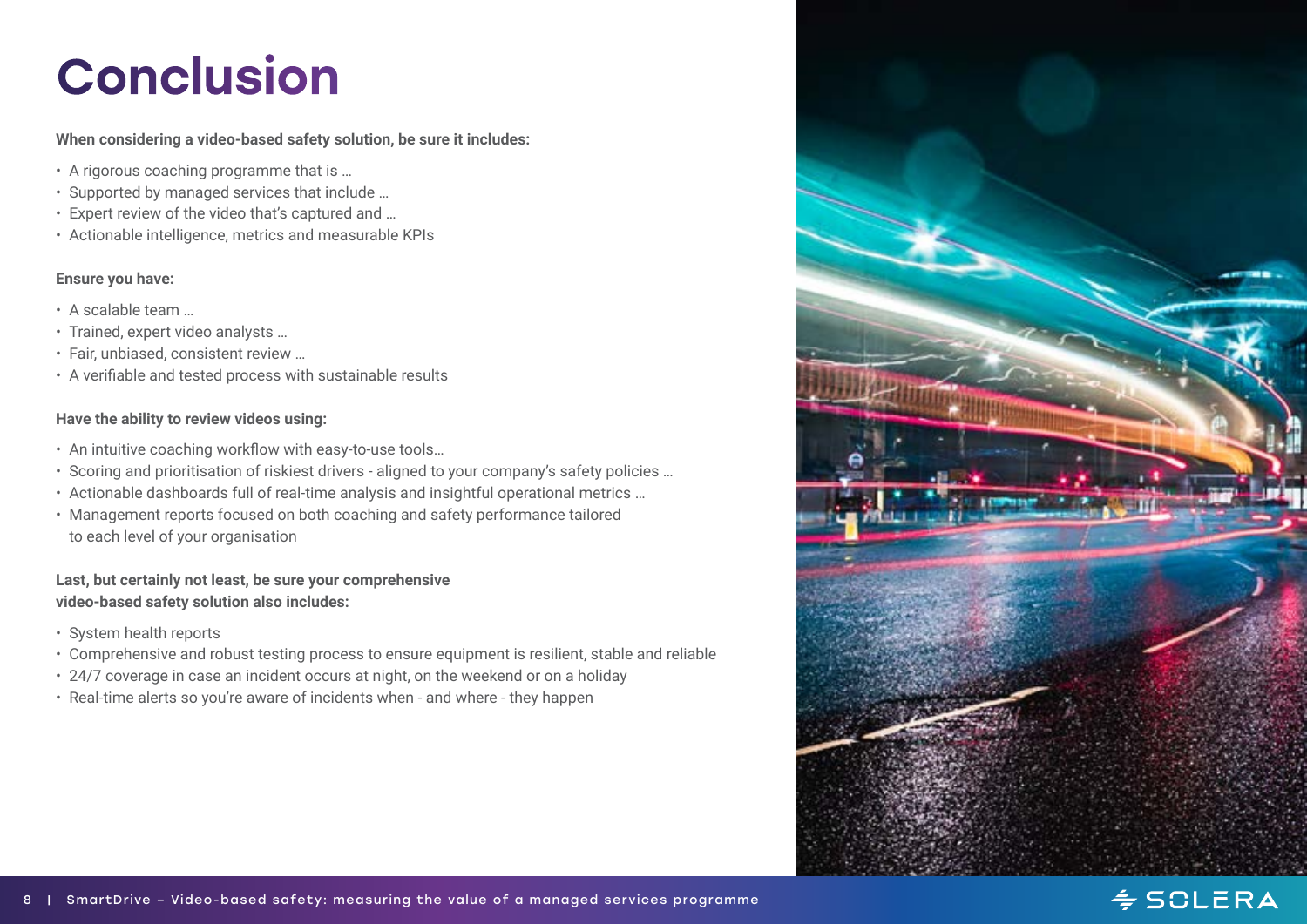# Conclusion

**When considering a video-based safety solution, be sure it includes:**

- A rigorous coaching programme that is …
- Supported by managed services that include …
- Expert review of the video that's captured and …
- Actionable intelligence, metrics and measurable KPIs

**Ensure you have:**

- A scalable team …
- Trained, expert video analysts …
- Fair, unbiased, consistent review …
- A verifiable and tested process with sustainable results

**Have the ability to review videos using:**

- An intuitive coaching workflow with easy-to-use tools…
- Scoring and prioritisation of riskiest drivers - aligned to your company's safety policies …
- Actionable dashboards full of real-time analysis and insightful operational metrics …
- Management reports focused on both coaching and safety performance tailored to each level of your organisation

**Last, but certainly not least, be sure your comprehensive video-based safety solution also includes:**

- System health reports
- Comprehensive and robust testing process to ensure equipment is resilient, stable and reliable
- 24/7 coverage in case an incident occurs at night, on the weekend or on a holiday
- Real-time alerts so you're aware of incidents when - and where - they happen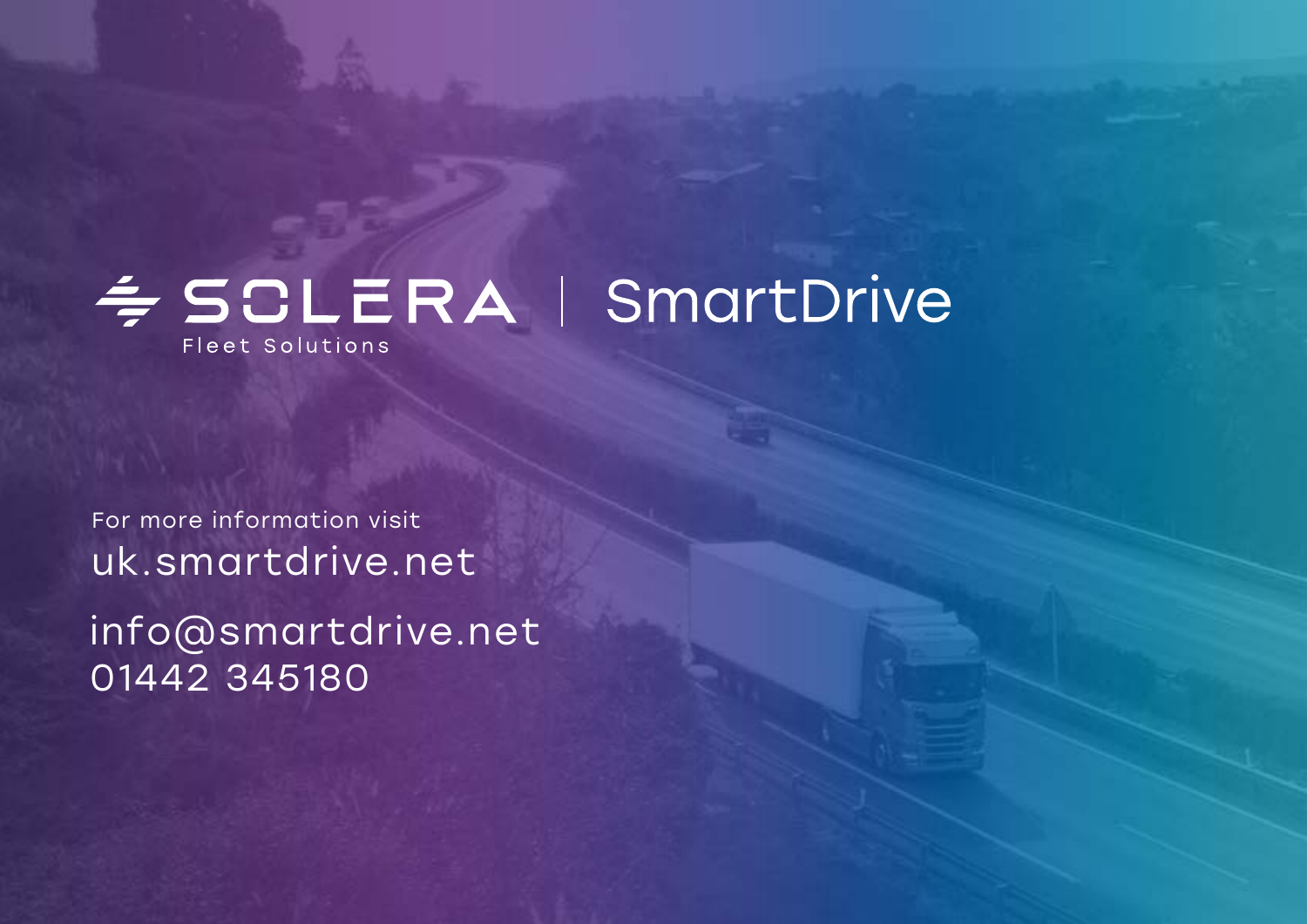SOLERA | SmartDrive

Fleet Solutions

For more information visit

uk.smartdrive.net

info@smartdrive.net

01442 345180